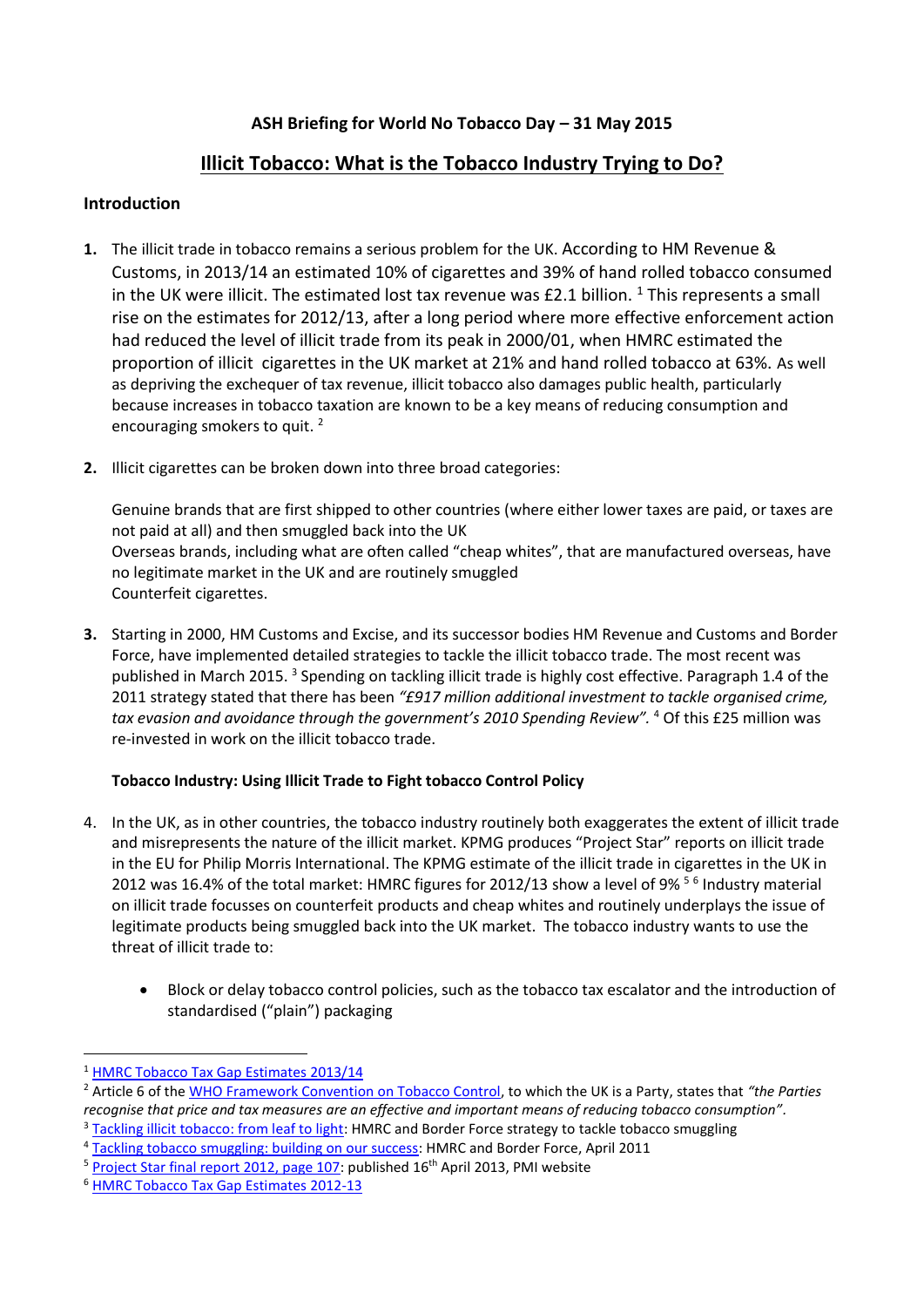# ASH Briefing for World No Tobacco Day – 31 May 2015

## Illicit Tobacco: What is the Tobacco Industry Trying to Do?

### Introduction

1. The illicit trade in tobacco remains a serious problem for the UK. According to HM Revenue & Customs, in 2013/14 an estimated 10% of cigarettes and 39% of hand rolled tobacco consumed in the UK were illicit. The estimated lost tax revenue was £2.1 billion. [1] This represents a small rise on the estimates for 2012/13, after a long period where more effective enforcement action had reduced the level of illicit trade from its peak in 2000/01, when HMRC estimated the proportion of illicit cigarettes in the UK market at 21% and hand rolled tobacco at 63%. As well as depriving the exchequer of tax revenue, illicit tobacco also damages public health, particularly because increases in tobacco taxation are known to be a key means of reducing consumption and encouraging smokers to quit. [2]

2. Illicit cigarettes can be broken down into three broad categories:

   Genuine brands that are first shipped to other countries (where either lower taxes are paid, or taxes are not paid at all) and then smuggled back into the UK
   Overseas brands, including what are often called "cheap whites", that are manufactured overseas, have no legitimate market in the UK and are routinely smuggled
   Counterfeit cigarettes.

3. Starting in 2000, HM Customs and Excise, and its successor bodies HM Revenue and Customs and Border Force, have implemented detailed strategies to tackle the illicit tobacco trade. The most recent was published in March 2015. [3] Spending on tackling illicit trade is highly cost effective. Paragraph 1.4 of the 2011 strategy stated that there has been *"£917 million additional investment to tackle organised crime, tax evasion and avoidance through the government's 2010 Spending Review".* [4] Of this £25 million was re-invested in work on the illicit tobacco trade.

#### Tobacco Industry: Using Illicit Trade to Fight tobacco Control Policy

4. In the UK, as in other countries, the tobacco industry routinely both exaggerates the extent of illicit trade and misrepresents the nature of the illicit market. KPMG produces "Project Star" reports on illicit trade in the EU for Philip Morris International. The KPMG estimate of the illicit trade in cigarettes in the UK in 2012 was 16.4% of the total market: HMRC figures for 2012/13 show a level of 9% [5] [6] Industry material on illicit trade focusses on counterfeit products and cheap whites and routinely underplays the issue of legitimate products being smuggled back into the UK market. The tobacco industry wants to use the threat of illicit trade to:

   - Block or delay tobacco control policies, such as the tobacco tax escalator and the introduction of standardised ("plain") packaging

---

[1] HMRC Tobacco Tax Gap Estimates 2013/14
[2] Article 6 of the WHO Framework Convention on Tobacco Control, to which the UK is a Party, states that *"the Parties recognise that price and tax measures are an effective and important means of reducing tobacco consumption"*.
[3] Tackling illicit tobacco: from leaf to light: HMRC and Border Force strategy to tackle tobacco smuggling
[4] Tackling tobacco smuggling: building on our success: HMRC and Border Force, April 2011
[5] Project Star final report 2012, page 107: published 16th April 2013, PMI website
[6] HMRC Tobacco Tax Gap Estimates 2012-13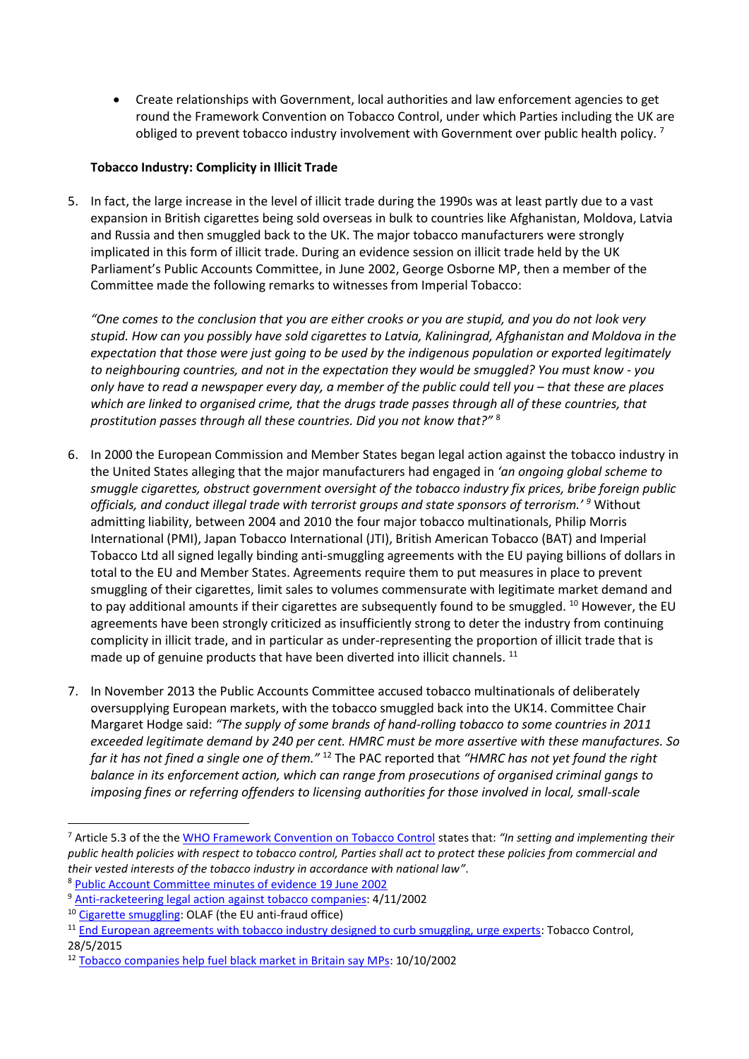- Create relationships with Government, local authorities and law enforcement agencies to get round the Framework Convention on Tobacco Control, under which Parties including the UK are obliged to prevent tobacco industry involvement with Government over public health policy. [7]

**Tobacco Industry: Complicity in Illicit Trade**

5. In fact, the large increase in the level of illicit trade during the 1990s was at least partly due to a vast expansion in British cigarettes being sold overseas in bulk to countries like Afghanistan, Moldova, Latvia and Russia and then smuggled back to the UK. The major tobacco manufacturers were strongly implicated in this form of illicit trade. During an evidence session on illicit trade held by the UK Parliament's Public Accounts Committee, in June 2002, George Osborne MP, then a member of the Committee made the following remarks to witnesses from Imperial Tobacco:

   *"One comes to the conclusion that you are either crooks or you are stupid, and you do not look very stupid. How can you possibly have sold cigarettes to Latvia, Kaliningrad, Afghanistan and Moldova in the expectation that those were just going to be used by the indigenous population or exported legitimately to neighbouring countries, and not in the expectation they would be smuggled? You must know - you only have to read a newspaper every day, a member of the public could tell you – that these are places which are linked to organised crime, that the drugs trade passes through all of these countries, that prostitution passes through all these countries. Did you not know that?"* [8]

6. In 2000 the European Commission and Member States began legal action against the tobacco industry in the United States alleging that the major manufacturers had engaged in *'an ongoing global scheme to smuggle cigarettes, obstruct government oversight of the tobacco industry fix prices, bribe foreign public officials, and conduct illegal trade with terrorist groups and state sponsors of terrorism.'* [9] Without admitting liability, between 2004 and 2010 the four major tobacco multinationals, Philip Morris International (PMI), Japan Tobacco International (JTI), British American Tobacco (BAT) and Imperial Tobacco Ltd all signed legally binding anti-smuggling agreements with the EU paying billions of dollars in total to the EU and Member States. Agreements require them to put measures in place to prevent smuggling of their cigarettes, limit sales to volumes commensurate with legitimate market demand and to pay additional amounts if their cigarettes are subsequently found to be smuggled. [10] However, the EU agreements have been strongly criticized as insufficiently strong to deter the industry from continuing complicity in illicit trade, and in particular as under-representing the proportion of illicit trade that is made up of genuine products that have been diverted into illicit channels. [11]

7. In November 2013 the Public Accounts Committee accused tobacco multinationals of deliberately oversupplying European markets, with the tobacco smuggled back into the UK14. Committee Chair Margaret Hodge said: *"The supply of some brands of hand-rolling tobacco to some countries in 2011 exceeded legitimate demand by 240 per cent. HMRC must be more assertive with these manufactures. So far it has not fined a single one of them."* [12] The PAC reported that *"HMRC has not yet found the right balance in its enforcement action, which can range from prosecutions of organised criminal gangs to imposing fines or referring offenders to licensing authorities for those involved in local, small-scale*

---

[7] Article 5.3 of the the WHO Framework Convention on Tobacco Control states that: *"In setting and implementing their public health policies with respect to tobacco control, Parties shall act to protect these policies from commercial and their vested interests of the tobacco industry in accordance with national law"*.

[8] Public Account Committee minutes of evidence 19 June 2002

[9] Anti-racketeering legal action against tobacco companies: 4/11/2002

[10] Cigarette smuggling: OLAF (the EU anti-fraud office)

[11] End European agreements with tobacco industry designed to curb smuggling, urge experts: Tobacco Control, 28/5/2015

[12] Tobacco companies help fuel black market in Britain say MPs: 10/10/2002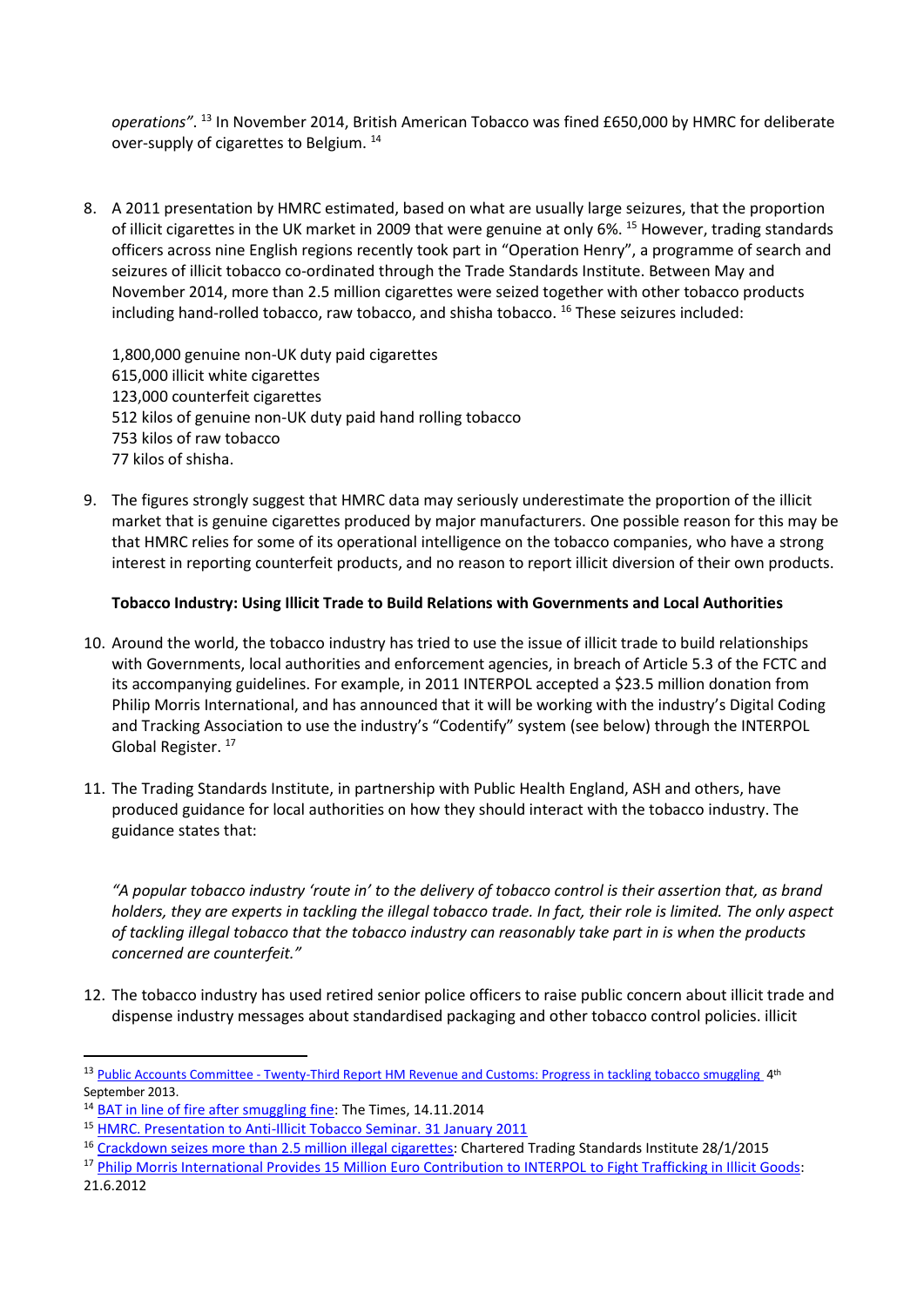*operations"*. [13] In November 2014, British American Tobacco was fined £650,000 by HMRC for deliberate over-supply of cigarettes to Belgium. [14]

8. A 2011 presentation by HMRC estimated, based on what are usually large seizures, that the proportion of illicit cigarettes in the UK market in 2009 that were genuine at only 6%. [15] However, trading standards officers across nine English regions recently took part in "Operation Henry", a programme of search and seizures of illicit tobacco co-ordinated through the Trade Standards Institute. Between May and November 2014, more than 2.5 million cigarettes were seized together with other tobacco products including hand-rolled tobacco, raw tobacco, and shisha tobacco. [16] These seizures included:

   1,800,000 genuine non-UK duty paid cigarettes
   615,000 illicit white cigarettes
   123,000 counterfeit cigarettes
   512 kilos of genuine non-UK duty paid hand rolling tobacco
   753 kilos of raw tobacco
   77 kilos of shisha.

9. The figures strongly suggest that HMRC data may seriously underestimate the proportion of the illicit market that is genuine cigarettes produced by major manufacturers. One possible reason for this may be that HMRC relies for some of its operational intelligence on the tobacco companies, who have a strong interest in reporting counterfeit products, and no reason to report illicit diversion of their own products.

**Tobacco Industry: Using Illicit Trade to Build Relations with Governments and Local Authorities**

10. Around the world, the tobacco industry has tried to use the issue of illicit trade to build relationships with Governments, local authorities and enforcement agencies, in breach of Article 5.3 of the FCTC and its accompanying guidelines. For example, in 2011 INTERPOL accepted a $23.5 million donation from Philip Morris International, and has announced that it will be working with the industry's Digital Coding and Tracking Association to use the industry's "Codentify" system (see below) through the INTERPOL Global Register. [17]

11. The Trading Standards Institute, in partnership with Public Health England, ASH and others, have produced guidance for local authorities on how they should interact with the tobacco industry. The guidance states that:

   *"A popular tobacco industry 'route in' to the delivery of tobacco control is their assertion that, as brand holders, they are experts in tackling the illegal tobacco trade. In fact, their role is limited. The only aspect of tackling illegal tobacco that the tobacco industry can reasonably take part in is when the products concerned are counterfeit."*

12. The tobacco industry has used retired senior police officers to raise public concern about illicit trade and dispense industry messages about standardised packaging and other tobacco control policies. illicit

---

[13] Public Accounts Committee - Twenty-Third Report HM Revenue and Customs: Progress in tackling tobacco smuggling 4th September 2013.

[14] BAT in line of fire after smuggling fine: The Times, 14.11.2014

[15] HMRC. Presentation to Anti-Illicit Tobacco Seminar. 31 January 2011

[16] Crackdown seizes more than 2.5 million illegal cigarettes: Chartered Trading Standards Institute 28/1/2015

[17] Philip Morris International Provides 15 Million Euro Contribution to INTERPOL to Fight Trafficking in Illicit Goods: 21.6.2012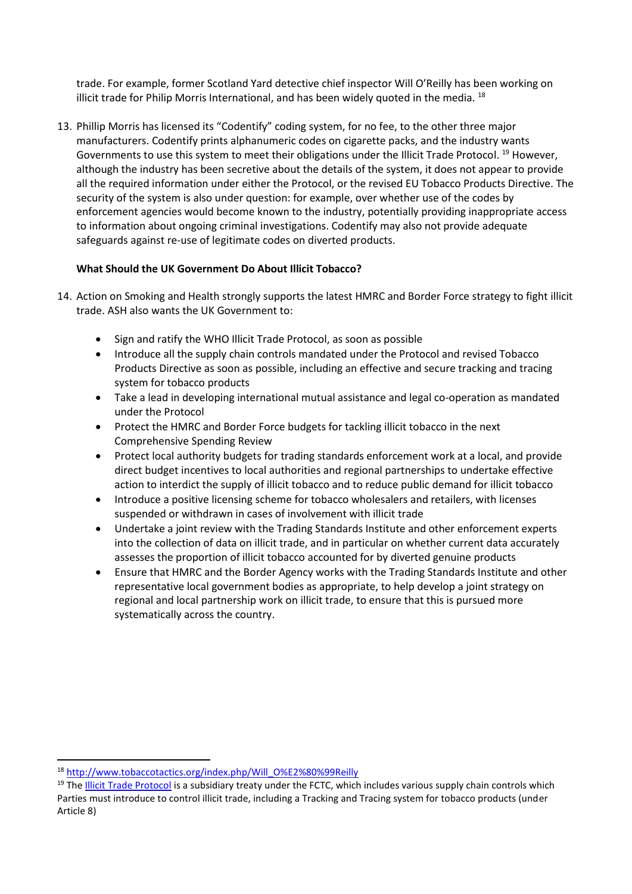trade. For example, former Scotland Yard detective chief inspector Will O'Reilly has been working on illicit trade for Philip Morris International, and has been widely quoted in the media. [18]

13. Phillip Morris has licensed its "Codentify" coding system, for no fee, to the other three major manufacturers. Codentify prints alphanumeric codes on cigarette packs, and the industry wants Governments to use this system to meet their obligations under the Illicit Trade Protocol. [19] However, although the industry has been secretive about the details of the system, it does not appear to provide all the required information under either the Protocol, or the revised EU Tobacco Products Directive. The security of the system is also under question: for example, over whether use of the codes by enforcement agencies would become known to the industry, potentially providing inappropriate access to information about ongoing criminal investigations. Codentify may also not provide adequate safeguards against re-use of legitimate codes on diverted products.

**What Should the UK Government Do About Illicit Tobacco?**

14. Action on Smoking and Health strongly supports the latest HMRC and Border Force strategy to fight illicit trade. ASH also wants the UK Government to:

    - Sign and ratify the WHO Illicit Trade Protocol, as soon as possible
    - Introduce all the supply chain controls mandated under the Protocol and revised Tobacco Products Directive as soon as possible, including an effective and secure tracking and tracing system for tobacco products
    - Take a lead in developing international mutual assistance and legal co-operation as mandated under the Protocol
    - Protect the HMRC and Border Force budgets for tackling illicit tobacco in the next Comprehensive Spending Review
    - Protect local authority budgets for trading standards enforcement work at a local, and provide direct budget incentives to local authorities and regional partnerships to undertake effective action to interdict the supply of illicit tobacco and to reduce public demand for illicit tobacco
    - Introduce a positive licensing scheme for tobacco wholesalers and retailers, with licenses suspended or withdrawn in cases of involvement with illicit trade
    - Undertake a joint review with the Trading Standards Institute and other enforcement experts into the collection of data on illicit trade, and in particular on whether current data accurately assesses the proportion of illicit tobacco accounted for by diverted genuine products
    - Ensure that HMRC and the Border Agency works with the Trading Standards Institute and other representative local government bodies as appropriate, to help develop a joint strategy on regional and local partnership work on illicit trade, to ensure that this is pursued more systematically across the country.

---

[18] http://www.tobaccotactics.org/index.php/Will_O%E2%80%99Reilly

[19] The Illicit Trade Protocol is a subsidiary treaty under the FCTC, which includes various supply chain controls which Parties must introduce to control illicit trade, including a Tracking and Tracing system for tobacco products (under Article 8)